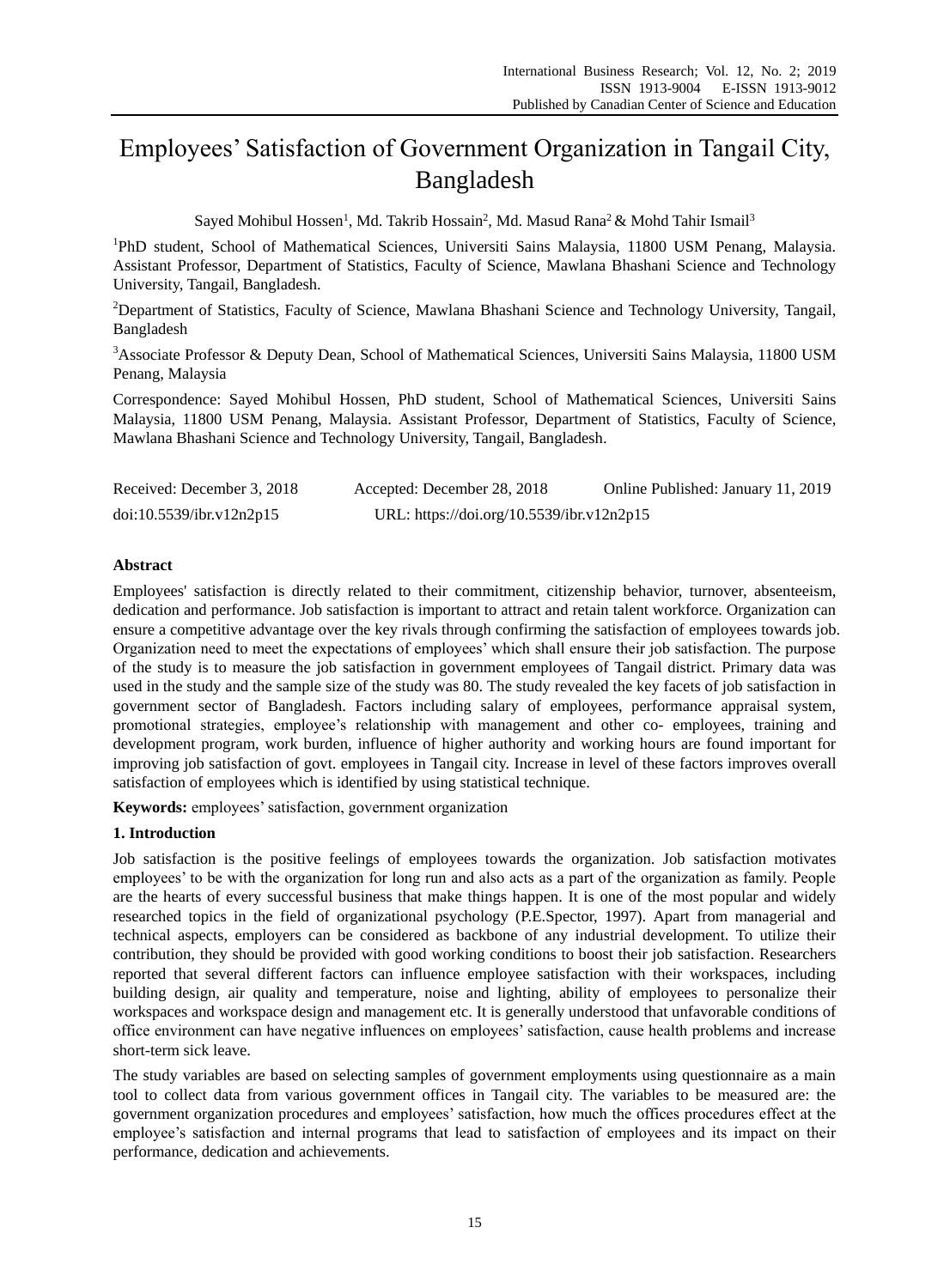# Employees' Satisfaction of Government Organization in Tangail City, Bangladesh

Sayed Mohibul Hossen[1], Md. Takrib Hossain[2], Md. Masud Rana[2] & Mohd Tahir Ismail[3]

[1]PhD student, School of Mathematical Sciences, Universiti Sains Malaysia, 11800 USM Penang, Malaysia. Assistant Professor, Department of Statistics, Faculty of Science, Mawlana Bhashani Science and Technology University, Tangail, Bangladesh.

[2]Department of Statistics, Faculty of Science, Mawlana Bhashani Science and Technology University, Tangail, Bangladesh

[3]Associate Professor & Deputy Dean, School of Mathematical Sciences, Universiti Sains Malaysia, 11800 USM Penang, Malaysia

Correspondence: Sayed Mohibul Hossen, PhD student, School of Mathematical Sciences, Universiti Sains Malaysia, 11800 USM Penang, Malaysia. Assistant Professor, Department of Statistics, Faculty of Science, Mawlana Bhashani Science and Technology University, Tangail, Bangladesh.

Received: December 3, 2018    Accepted: December 28, 2018    Online Published: January 11, 2019

doi:10.5539/ibr.v12n2p15    URL: https://doi.org/10.5539/ibr.v12n2p15

## Abstract

Employees' satisfaction is directly related to their commitment, citizenship behavior, turnover, absenteeism, dedication and performance. Job satisfaction is important to attract and retain talent workforce. Organization can ensure a competitive advantage over the key rivals through confirming the satisfaction of employees towards job. Organization need to meet the expectations of employees' which shall ensure their job satisfaction. The purpose of the study is to measure the job satisfaction in government employees of Tangail district. Primary data was used in the study and the sample size of the study was 80. The study revealed the key facets of job satisfaction in government sector of Bangladesh. Factors including salary of employees, performance appraisal system, promotional strategies, employee's relationship with management and other co- employees, training and development program, work burden, influence of higher authority and working hours are found important for improving job satisfaction of govt. employees in Tangail city. Increase in level of these factors improves overall satisfaction of employees which is identified by using statistical technique.

**Keywords:** employees' satisfaction, government organization

## 1. Introduction

Job satisfaction is the positive feelings of employees towards the organization. Job satisfaction motivates employees' to be with the organization for long run and also acts as a part of the organization as family. People are the hearts of every successful business that make things happen. It is one of the most popular and widely researched topics in the field of organizational psychology (P.E.Spector, 1997). Apart from managerial and technical aspects, employers can be considered as backbone of any industrial development. To utilize their contribution, they should be provided with good working conditions to boost their job satisfaction. Researchers reported that several different factors can influence employee satisfaction with their workspaces, including building design, air quality and temperature, noise and lighting, ability of employees to personalize their workspaces and workspace design and management etc. It is generally understood that unfavorable conditions of office environment can have negative influences on employees' satisfaction, cause health problems and increase short-term sick leave.

The study variables are based on selecting samples of government employments using questionnaire as a main tool to collect data from various government offices in Tangail city. The variables to be measured are: the government organization procedures and employees' satisfaction, how much the offices procedures effect at the employee's satisfaction and internal programs that lead to satisfaction of employees and its impact on their performance, dedication and achievements.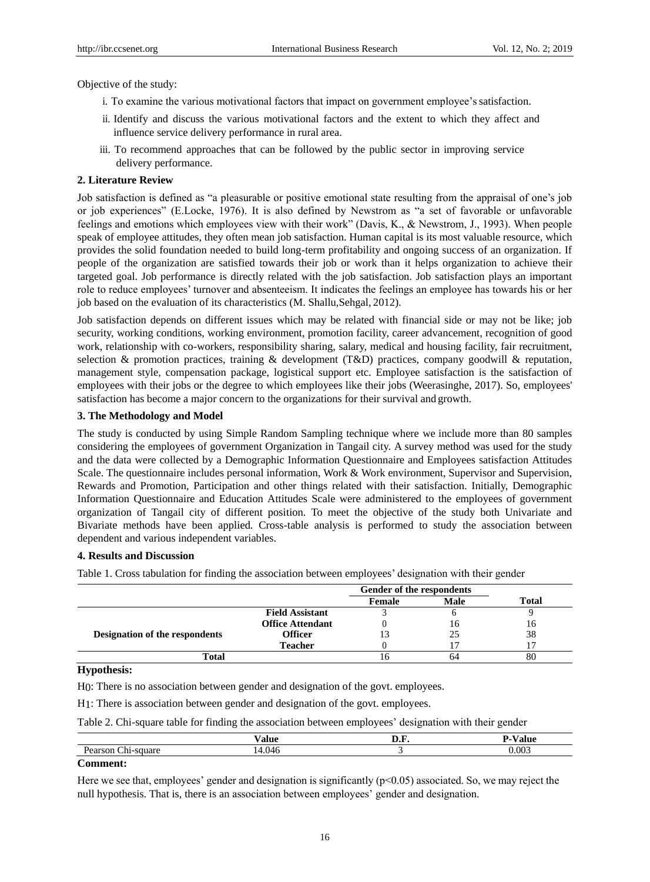Objective of the study:

i. To examine the various motivational factors that impact on government employee's satisfaction.

ii. Identify and discuss the various motivational factors and the extent to which they affect and influence service delivery performance in rural area.

iii. To recommend approaches that can be followed by the public sector in improving service delivery performance.

## 2. Literature Review

Job satisfaction is defined as "a pleasurable or positive emotional state resulting from the appraisal of one's job or job experiences" (E.Locke, 1976). It is also defined by Newstrom as "a set of favorable or unfavorable feelings and emotions which employees view with their work" (Davis, K., & Newstrom, J., 1993). When people speak of employee attitudes, they often mean job satisfaction. Human capital is its most valuable resource, which provides the solid foundation needed to build long-term profitability and ongoing success of an organization. If people of the organization are satisfied towards their job or work than it helps organization to achieve their targeted goal. Job performance is directly related with the job satisfaction. Job satisfaction plays an important role to reduce employees' turnover and absenteeism. It indicates the feelings an employee has towards his or her job based on the evaluation of its characteristics (M. Shallu,Sehgal, 2012).

Job satisfaction depends on different issues which may be related with financial side or may not be like; job security, working conditions, working environment, promotion facility, career advancement, recognition of good work, relationship with co-workers, responsibility sharing, salary, medical and housing facility, fair recruitment, selection & promotion practices, training & development (T&D) practices, company goodwill & reputation, management style, compensation package, logistical support etc. Employee satisfaction is the satisfaction of employees with their jobs or the degree to which employees like their jobs (Weerasinghe, 2017). So, employees' satisfaction has become a major concern to the organizations for their survival and growth.

## 3. The Methodology and Model

The study is conducted by using Simple Random Sampling technique where we include more than 80 samples considering the employees of government Organization in Tangail city. A survey method was used for the study and the data were collected by a Demographic Information Questionnaire and Employees satisfaction Attitudes Scale. The questionnaire includes personal information, Work & Work environment, Supervisor and Supervision, Rewards and Promotion, Participation and other things related with their satisfaction. Initially, Demographic Information Questionnaire and Education Attitudes Scale were administered to the employees of government organization of Tangail city of different position. To meet the objective of the study both Univariate and Bivariate methods have been applied. Cross-table analysis is performed to study the association between dependent and various independent variables.

## 4. Results and Discussion

Table 1. Cross tabulation for finding the association between employees' designation with their gender

| | | Gender of the respondents | | Total |
|---|---|---|---|---|
| | | **Female** | **Male** | |
| **Designation of the respondents** | **Field Assistant** | 3 | 6 | 9 |
| | **Office Attendant** | 0 | 16 | 16 |
| | **Officer** | 13 | 25 | 38 |
| | **Teacher** | 0 | 17 | 17 |
| **Total** | | 16 | 64 | 80 |

**Hypothesis:**

$H_0$: There is no association between gender and designation of the govt. employees.

$H_1$: There is association between gender and designation of the govt. employees.

Table 2. Chi-square table for finding the association between employees' designation with their gender

| | Value | D.F. | P-Value |
|---|---|---|---|
| Pearson Chi-square | 14.046 | 3 | 0.003 |

**Comment:**

Here we see that, employees' gender and designation is significantly ($p<0.05$) associated. So, we may reject the null hypothesis. That is, there is an association between employees' gender and designation.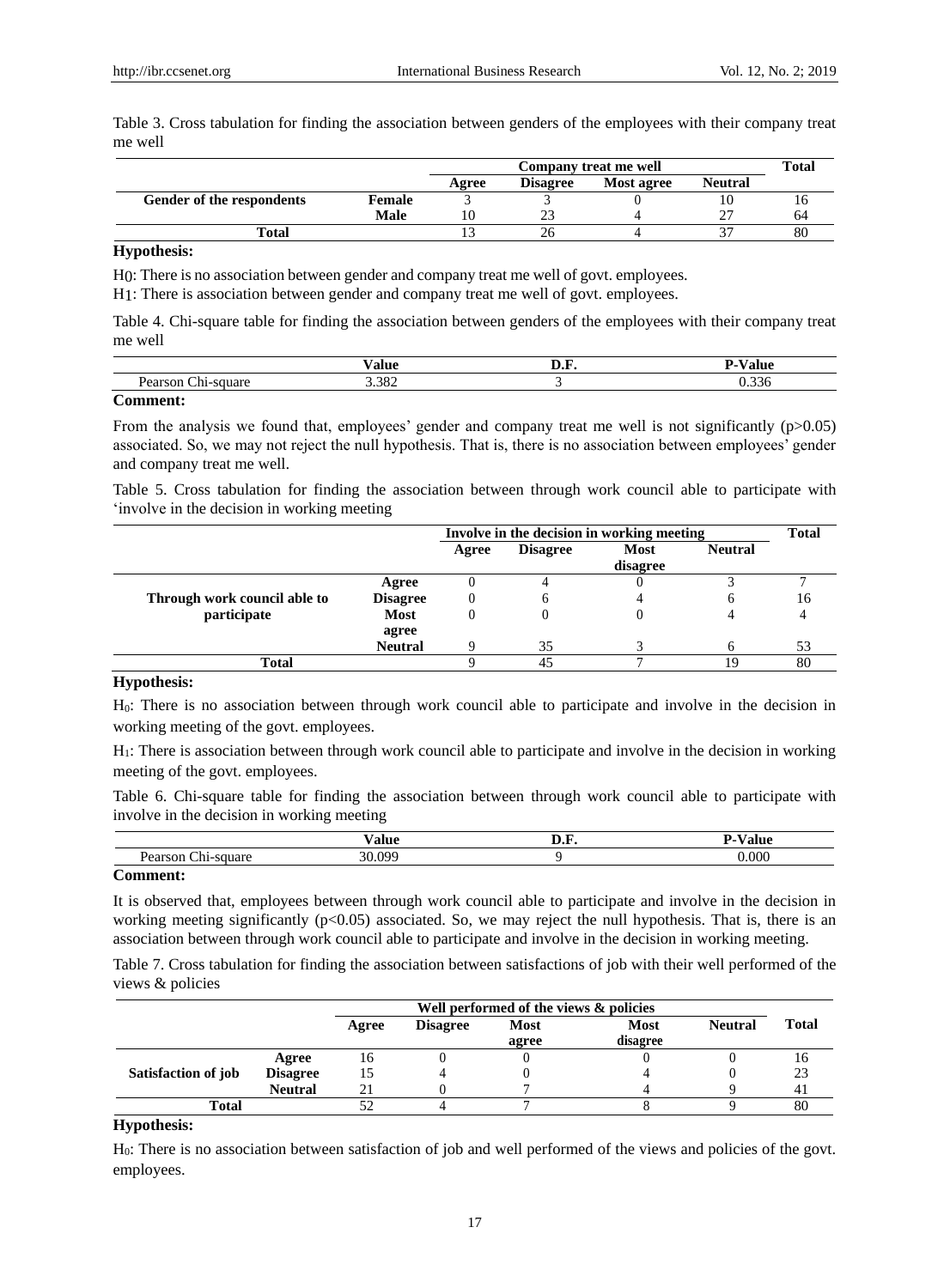Table 3. Cross tabulation for finding the association between genders of the employees with their company treat me well

| | | Company treat me well | | | | Total |
|---|---|---|---|---|---|---|
| | | Agree | Disagree | Most agree | Neutral | |
| **Gender of the respondents** | **Female** | 3 | 3 | 0 | 10 | 16 |
| | **Male** | 10 | 23 | 4 | 27 | 64 |
| **Total** | | 13 | 26 | 4 | 37 | 80 |

**Hypothesis:**

$H_0$: There is no association between gender and company treat me well of govt. employees.

$H_1$: There is association between gender and company treat me well of govt. employees.

Table 4. Chi-square table for finding the association between genders of the employees with their company treat me well

| | Value | D.F. | P-Value |
|---|---|---|---|
| Pearson Chi-square | 3.382 | 3 | 0.336 |

**Comment:**

From the analysis we found that, employees' gender and company treat me well is not significantly ($p>0.05$) associated. So, we may not reject the null hypothesis. That is, there is no association between employees' gender and company treat me well.

Table 5. Cross tabulation for finding the association between through work council able to participate with 'involve in the decision in working meeting

| | | Involve in the decision in working meeting | | | | Total |
|---|---|---|---|---|---|---|
| | | Agree | Disagree | Most disagree | Neutral | |
| **Through work council able to participate** | **Agree** | 0 | 4 | 0 | 3 | 7 |
| | **Disagree** | 0 | 6 | 4 | 6 | 16 |
| | **Most agree** | 0 | 0 | 0 | 4 | 4 |
| | **Neutral** | 9 | 35 | 3 | 6 | 53 |
| **Total** | | 9 | 45 | 7 | 19 | 80 |

**Hypothesis:**

$H_0$: There is no association between through work council able to participate and involve in the decision in working meeting of the govt. employees.

$H_1$: There is association between through work council able to participate and involve in the decision in working meeting of the govt. employees.

Table 6. Chi-square table for finding the association between through work council able to participate with involve in the decision in working meeting

| | Value | D.F. | P-Value |
|---|---|---|---|
| Pearson Chi-square | 30.099 | 9 | 0.000 |

**Comment:**

It is observed that, employees between through work council able to participate and involve in the decision in working meeting significantly ($p<0.05$) associated. So, we may reject the null hypothesis. That is, there is an association between through work council able to participate and involve in the decision in working meeting.

Table 7. Cross tabulation for finding the association between satisfactions of job with their well performed of the views & policies

| | | Well performed of the views & policies | | | | | Total |
|---|---|---|---|---|---|---|---|
| | | Agree | Disagree | Most agree | Most disagree | Neutral | |
| **Satisfaction of job** | **Agree** | 16 | 0 | 0 | 0 | 0 | 16 |
| | **Disagree** | 15 | 4 | 0 | 4 | 0 | 23 |
| | **Neutral** | 21 | 0 | 7 | 4 | 9 | 41 |
| **Total** | | 52 | 4 | 7 | 8 | 9 | 80 |

**Hypothesis:**

$H_0$: There is no association between satisfaction of job and well performed of the views and policies of the govt. employees.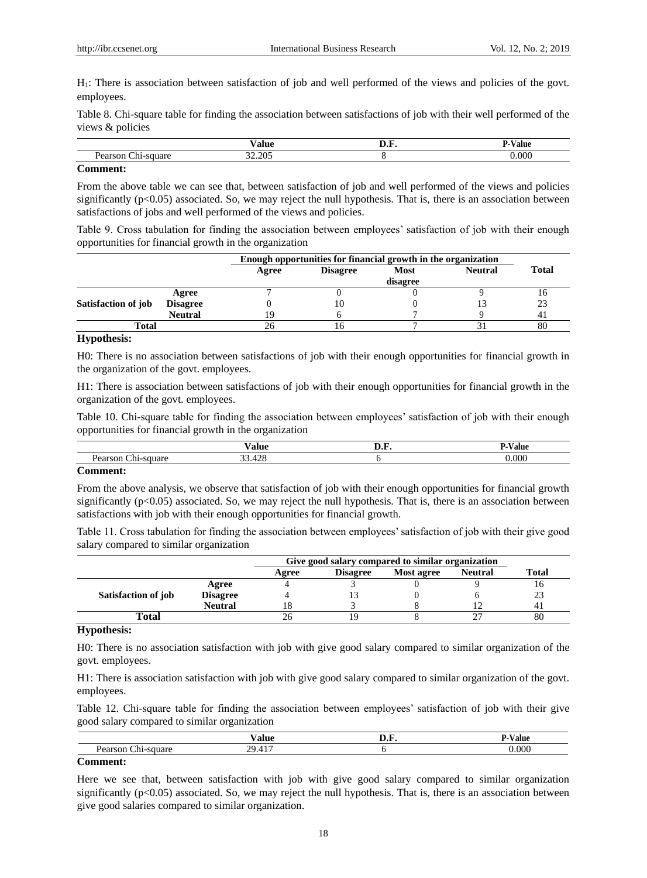$H_1$: There is association between satisfaction of job and well performed of the views and policies of the govt. employees.

Table 8. Chi-square table for finding the association between satisfactions of job with their well performed of the views & policies

| | Value | D.F. | P-Value |
|---|---|---|---|
| Pearson Chi-square | 32.205 | 8 | 0.000 |

**Comment:**

From the above table we can see that, between satisfaction of job and well performed of the views and policies significantly ($p<0.05$) associated. So, we may reject the null hypothesis. That is, there is an association between satisfactions of jobs and well performed of the views and policies.

Table 9. Cross tabulation for finding the association between employees' satisfaction of job with their enough opportunities for financial growth in the organization

| | | Enough opportunities for financial growth in the organization | | | | Total |
|---|---|---|---|---|---|---|
| | | Agree | Disagree | Most disagree | Neutral | |
| Satisfaction of job | Agree | 7 | 0 | 0 | 9 | 16 |
| | Disagree | 0 | 10 | 0 | 13 | 23 |
| | Neutral | 19 | 6 | 7 | 9 | 41 |
| Total | | 26 | 16 | 7 | 31 | 80 |

**Hypothesis:**

H0: There is no association between satisfactions of job with their enough opportunities for financial growth in the organization of the govt. employees.

H1: There is association between satisfactions of job with their enough opportunities for financial growth in the organization of the govt. employees.

Table 10. Chi-square table for finding the association between employees' satisfaction of job with their enough opportunities for financial growth in the organization

| | Value | D.F. | P-Value |
|---|---|---|---|
| Pearson Chi-square | 33.428 | 6 | 0.000 |

**Comment:**

From the above analysis, we observe that satisfaction of job with their enough opportunities for financial growth significantly ($p<0.05$) associated. So, we may reject the null hypothesis. That is, there is an association between satisfactions with job with their enough opportunities for financial growth.

Table 11. Cross tabulation for finding the association between employees' satisfaction of job with their give good salary compared to similar organization

| | | Give good salary compared to similar organization | | | | Total |
|---|---|---|---|---|---|---|
| | | Agree | Disagree | Most agree | Neutral | |
| Satisfaction of job | Agree | 4 | 3 | 0 | 9 | 16 |
| | Disagree | 4 | 13 | 0 | 6 | 23 |
| | Neutral | 18 | 3 | 8 | 12 | 41 |
| Total | | 26 | 19 | 8 | 27 | 80 |

**Hypothesis:**

H0: There is no association satisfaction with job with give good salary compared to similar organization of the govt. employees.

H1: There is association satisfaction with job with give good salary compared to similar organization of the govt. employees.

Table 12. Chi-square table for finding the association between employees' satisfaction of job with their give good salary compared to similar organization

| | Value | D.F. | P-Value |
|---|---|---|---|
| Pearson Chi-square | 29.417 | 6 | 0.000 |

**Comment:**

Here we see that, between satisfaction with job with give good salary compared to similar organization significantly ($p<0.05$) associated. So, we may reject the null hypothesis. That is, there is an association between give good salaries compared to similar organization.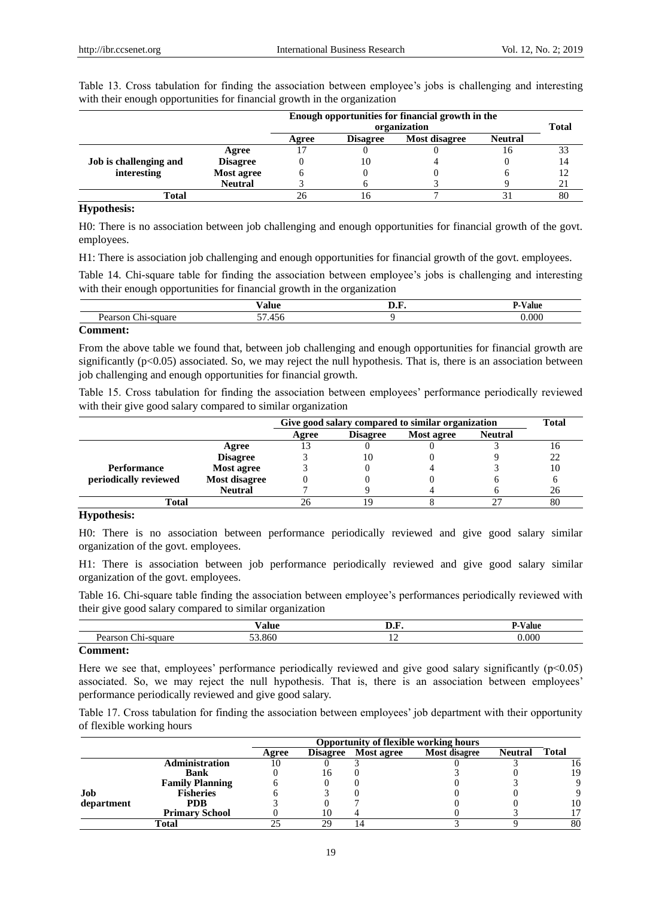Table 13. Cross tabulation for finding the association between employee's jobs is challenging and interesting with their enough opportunities for financial growth in the organization

| | | Enough opportunities for financial growth in the organization | | | | Total |
|---|---|---|---|---|---|---|
| | | Agree | Disagree | Most disagree | Neutral | |
| Job is challenging and interesting | Agree | 17 | 0 | 0 | 16 | 33 |
| | Disagree | 0 | 10 | 4 | 0 | 14 |
| | Most agree | 6 | 0 | 0 | 6 | 12 |
| | Neutral | 3 | 6 | 3 | 9 | 21 |
| Total | | 26 | 16 | 7 | 31 | 80 |

**Hypothesis:**

H0: There is no association between job challenging and enough opportunities for financial growth of the govt. employees.

H1: There is association job challenging and enough opportunities for financial growth of the govt. employees.

Table 14. Chi-square table for finding the association between employee's jobs is challenging and interesting with their enough opportunities for financial growth in the organization

| | Value | D.F. | P-Value |
|---|---|---|---|
| Pearson Chi-square | 57.456 | 9 | 0.000 |

**Comment:**

From the above table we found that, between job challenging and enough opportunities for financial growth are significantly ($p<0.05$) associated. So, we may reject the null hypothesis. That is, there is an association between job challenging and enough opportunities for financial growth.

Table 15. Cross tabulation for finding the association between employees' performance periodically reviewed with their give good salary compared to similar organization

| | | Give good salary compared to similar organization | | | | Total |
|---|---|---|---|---|---|---|
| | | Agree | Disagree | Most agree | Neutral | |
| Performance periodically reviewed | Agree | 13 | 0 | 0 | 3 | 16 |
| | Disagree | 3 | 10 | 0 | 9 | 22 |
| | Most agree | 3 | 0 | 4 | 3 | 10 |
| | Most disagree | 0 | 0 | 0 | 6 | 6 |
| | Neutral | 7 | 9 | 4 | 6 | 26 |
| Total | | 26 | 19 | 8 | 27 | 80 |

**Hypothesis:**

H0: There is no association between performance periodically reviewed and give good salary similar organization of the govt. employees.

H1: There is association between job performance periodically reviewed and give good salary similar organization of the govt. employees.

Table 16. Chi-square table finding the association between employee's performances periodically reviewed with their give good salary compared to similar organization

| | Value | D.F. | P-Value |
|---|---|---|---|
| Pearson Chi-square | 53.860 | 12 | 0.000 |

**Comment:**

Here we see that, employees' performance periodically reviewed and give good salary significantly ($p<0.05$) associated. So, we may reject the null hypothesis. That is, there is an association between employees' performance periodically reviewed and give good salary.

Table 17. Cross tabulation for finding the association between employees' job department with their opportunity of flexible working hours

| | | Opportunity of flexible working hours | | | | | Total |
|---|---|---|---|---|---|---|---|
| | | Agree | Disagree | Most agree | Most disagree | Neutral | |
| Job department | Administration | 10 | 0 | 3 | 0 | 3 | 16 |
| | Bank | 0 | 16 | 0 | 3 | 0 | 19 |
| | Family Planning | 6 | 0 | 0 | 0 | 3 | 9 |
| | Fisheries | 6 | 3 | 0 | 0 | 0 | 9 |
| | PDB | 3 | 0 | 7 | 0 | 0 | 10 |
| | Primary School | 0 | 10 | 4 | 0 | 3 | 17 |
| Total | | 25 | 29 | 14 | 3 | 9 | 80 |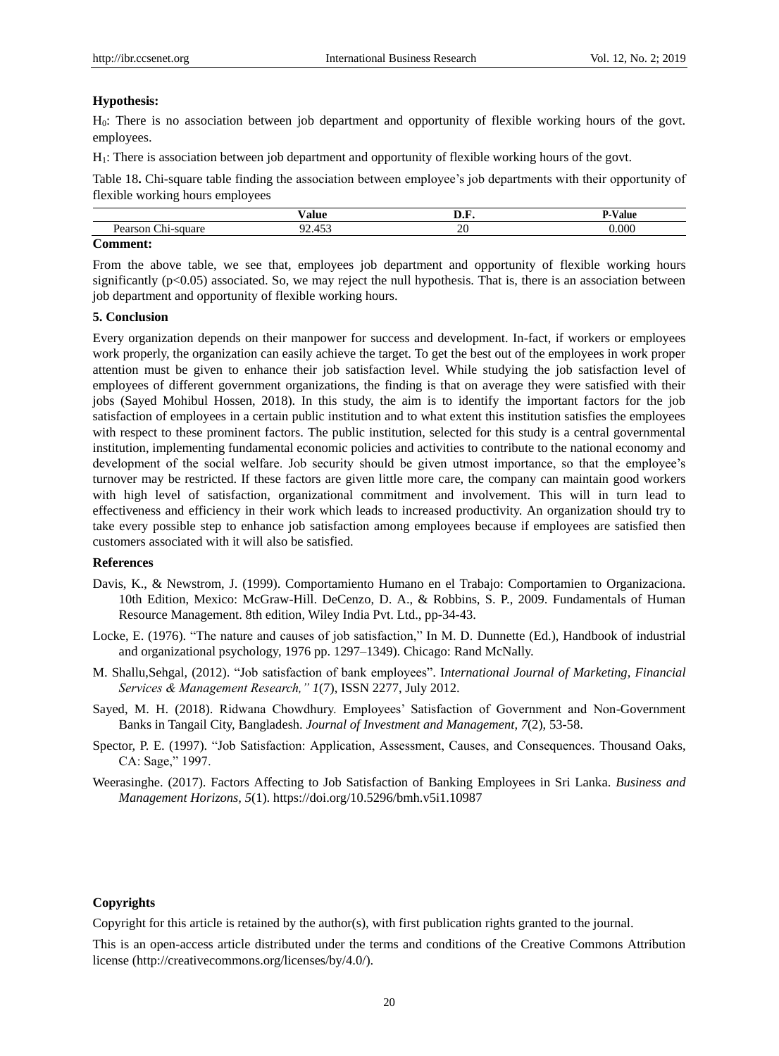**Hypothesis:**

$H_0$: There is no association between job department and opportunity of flexible working hours of the govt. employees.

$H_1$: There is association between job department and opportunity of flexible working hours of the govt.

Table 18**.** Chi-square table finding the association between employee's job departments with their opportunity of flexible working hours employees

| | Value | D.F. | P-Value |
|---|---|---|---|
| Pearson Chi-square | 92.453 | 20 | 0.000 |

**Comment:**

From the above table, we see that, employees job department and opportunity of flexible working hours significantly ($p<0.05$) associated. So, we may reject the null hypothesis. That is, there is an association between job department and opportunity of flexible working hours.

## 5. Conclusion

Every organization depends on their manpower for success and development. In-fact, if workers or employees work properly, the organization can easily achieve the target. To get the best out of the employees in work proper attention must be given to enhance their job satisfaction level. While studying the job satisfaction level of employees of different government organizations, the finding is that on average they were satisfied with their jobs (Sayed Mohibul Hossen, 2018). In this study, the aim is to identify the important factors for the job satisfaction of employees in a certain public institution and to what extent this institution satisfies the employees with respect to these prominent factors. The public institution, selected for this study is a central governmental institution, implementing fundamental economic policies and activities to contribute to the national economy and development of the social welfare. Job security should be given utmost importance, so that the employee's turnover may be restricted. If these factors are given little more care, the company can maintain good workers with high level of satisfaction, organizational commitment and involvement. This will in turn lead to effectiveness and efficiency in their work which leads to increased productivity. An organization should try to take every possible step to enhance job satisfaction among employees because if employees are satisfied then customers associated with it will also be satisfied.

## References

Davis, K., & Newstrom, J. (1999). Comportamiento Humano en el Trabajo: Comportamien to Organizaciona. 10th Edition, Mexico: McGraw-Hill. DeCenzo, D. A., & Robbins, S. P., 2009. Fundamentals of Human Resource Management. 8th edition, Wiley India Pvt. Ltd., pp-34-43.

Locke, E. (1976). "The nature and causes of job satisfaction," In M. D. Dunnette (Ed.), Handbook of industrial and organizational psychology, 1976 pp. 1297–1349). Chicago: Rand McNally.

M. Shallu,Sehgal, (2012). "Job satisfaction of bank employees". I*nternational Journal of Marketing, Financial Services & Management Research," 1*(7), ISSN 2277, July 2012.

Sayed, M. H. (2018). Ridwana Chowdhury. Employees' Satisfaction of Government and Non-Government Banks in Tangail City, Bangladesh. *Journal of Investment and Management, 7*(2), 53-58.

Spector, P. E. (1997). "Job Satisfaction: Application, Assessment, Causes, and Consequences. Thousand Oaks, CA: Sage," 1997.

Weerasinghe. (2017). Factors Affecting to Job Satisfaction of Banking Employees in Sri Lanka. *Business and Management Horizons, 5*(1). https://doi.org/10.5296/bmh.v5i1.10987

**Copyrights**

Copyright for this article is retained by the author(s), with first publication rights granted to the journal.

This is an open-access article distributed under the terms and conditions of the Creative Commons Attribution license (http://creativecommons.org/licenses/by/4.0/).